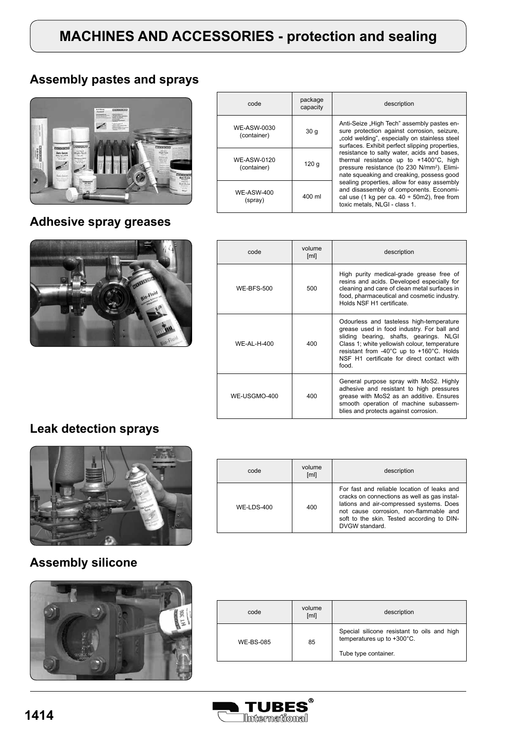# MACHINES AND ACCESSORIES - protection and sealing

## Assembly pastes and sprays

| code | package capacity | description |
|---|---|---|
| WE-ASW-0030 (container) | 30 g | Anti-Seize „High Tech" assembly pastes ensure protection against corrosion, seizure, „cold welding", especially on stainless steel surfaces. Exhibit perfect slipping properties, resistance to salty water, acids and bases, thermal resistance up to +1400°C, high pressure resistance (to 230 N/mm$^2$). Eliminate squeaking and creaking, possess good sealing properties, allow for easy assembly and disassembly of components. Economical use (1 kg per ca. 40 ÷ 50m2), free from toxic metals, NLGI - class 1. |
| WE-ASW-0120 (container) | 120 g | |
| WE-ASW-400 (spray) | 400 ml | |

## Adhesive spray greases

| code | volume [ml] | description |
|---|---|---|
| WE-BFS-500 | 500 | High purity medical-grade grease free of resins and acids. Developed especially for cleaning and care of clean metal surfaces in food, pharmaceutical and cosmetic industry. Holds NSF H1 certificate. |
| WE-AL-H-400 | 400 | Odourless and tasteless high-temperature grease used in food industry. For ball and sliding bearing, shafts, gearings. NLGI Class 1; white yellowish colour, temperature resistant from -40°C up to +160°C. Holds NSF H1 certificate for direct contact with food. |
| WE-USGMO-400 | 400 | General purpose spray with MoS2. Highly adhesive and resistant to high pressures grease with MoS2 as an additive. Ensures smooth operation of machine subassemblies and protects against corrosion. |

## Leak detection sprays

| code | volume [ml] | description |
|---|---|---|
| WE-LDS-400 | 400 | For fast and reliable location of leaks and cracks on connections as well as gas installations and air-compressed systems. Does not cause corrosion, non-flammable and soft to the skin. Tested according to DIN-DVGW standard. |

## Assembly silicone

| code | volume [ml] | description |
|---|---|---|
| WE-BS-085 | 85 | Special silicone resistant to oils and high temperatures up to +300°C. Tube type container. |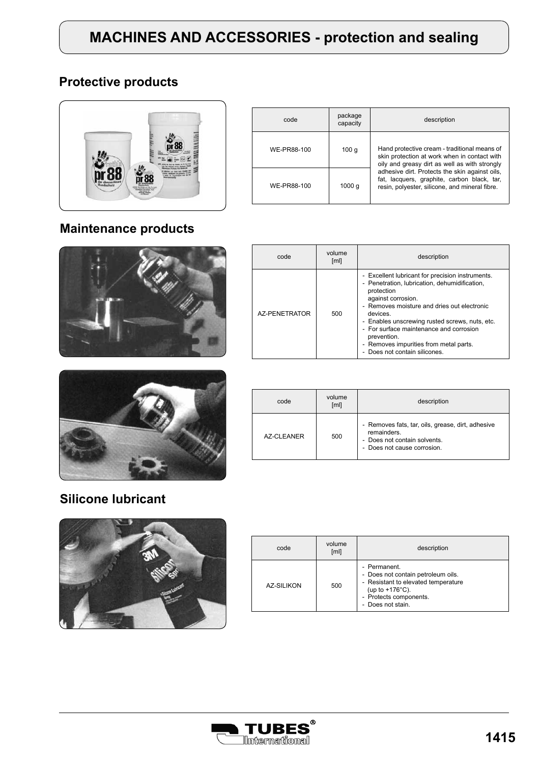# MACHINES AND ACCESSORIES - protection and sealing

## Protective products

| code | package capacity | description |
|---|---|---|
| WE-PR88-100 | 100 g | Hand protective cream - traditional means of skin protection at work when in contact with oily and greasy dirt as well as with strongly adhesive dirt. Protects the skin against oils, fat, lacquers, graphite, carbon black, tar, resin, polyester, silicone, and mineral fibre. |
| WE-PR88-100 | 1000 g | |

## Maintenance products

| code | volume [ml] | description |
|---|---|---|
| AZ-PENETRATOR | 500 | - Excellent lubricant for precision instruments.<br>- Penetration, lubrication, dehumidification, protection against corrosion.<br>- Removes moisture and dries out electronic devices.<br>- Enables unscrewing rusted screws, nuts, etc.<br>- For surface maintenance and corrosion prevention.<br>- Removes impurities from metal parts.<br>- Does not contain silicones. |

| code | volume [ml] | description |
|---|---|---|
| AZ-CLEANER | 500 | - Removes fats, tar, oils, grease, dirt, adhesive remainders.<br>- Does not contain solvents.<br>- Does not cause corrosion. |

## Silicone lubricant

| code | volume [ml] | description |
|---|---|---|
| AZ-SILIKON | 500 | - Permanent.<br>- Does not contain petroleum oils.<br>- Resistant to elevated temperature (up to +176°C).<br>- Protects components.<br>- Does not stain. |